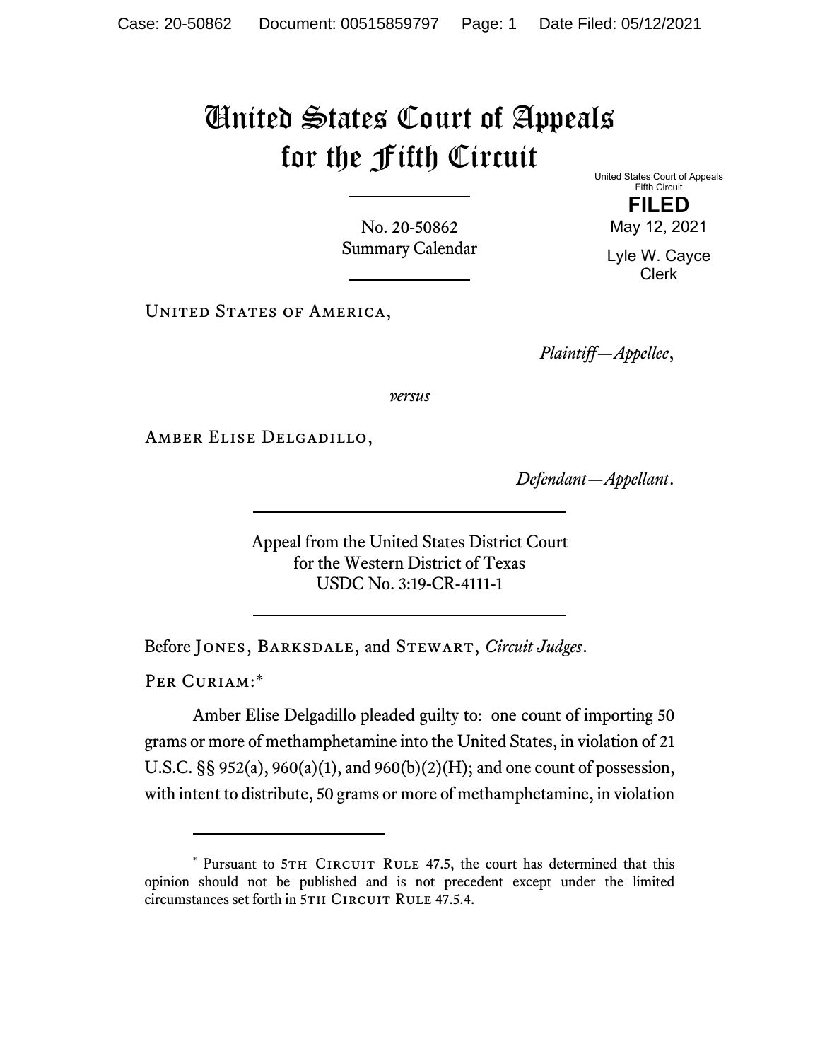# United States Court of Appeals for the Fifth Circuit

United States Court of Appeals
Fifth Circuit

**FILED**

May 12, 2021

Lyle W. Cayce
Clerk

No. 20-50862
Summary Calendar

United States of America,

*Plaintiff—Appellee*,

*versus*

Amber Elise Delgadillo,

*Defendant—Appellant*.

Appeal from the United States District Court
for the Western District of Texas
USDC No. 3:19-CR-4111-1

Before Jones, Barksdale, and Stewart, *Circuit Judges*.

Per Curiam:*

Amber Elise Delgadillo pleaded guilty to: one count of importing 50 grams or more of methamphetamine into the United States, in violation of 21 U.S.C. §§ 952(a), 960(a)(1), and 960(b)(2)(H); and one count of possession, with intent to distribute, 50 grams or more of methamphetamine, in violation

---

* Pursuant to 5th Circuit Rule 47.5, the court has determined that this opinion should not be published and is not precedent except under the limited circumstances set forth in 5th Circuit Rule 47.5.4.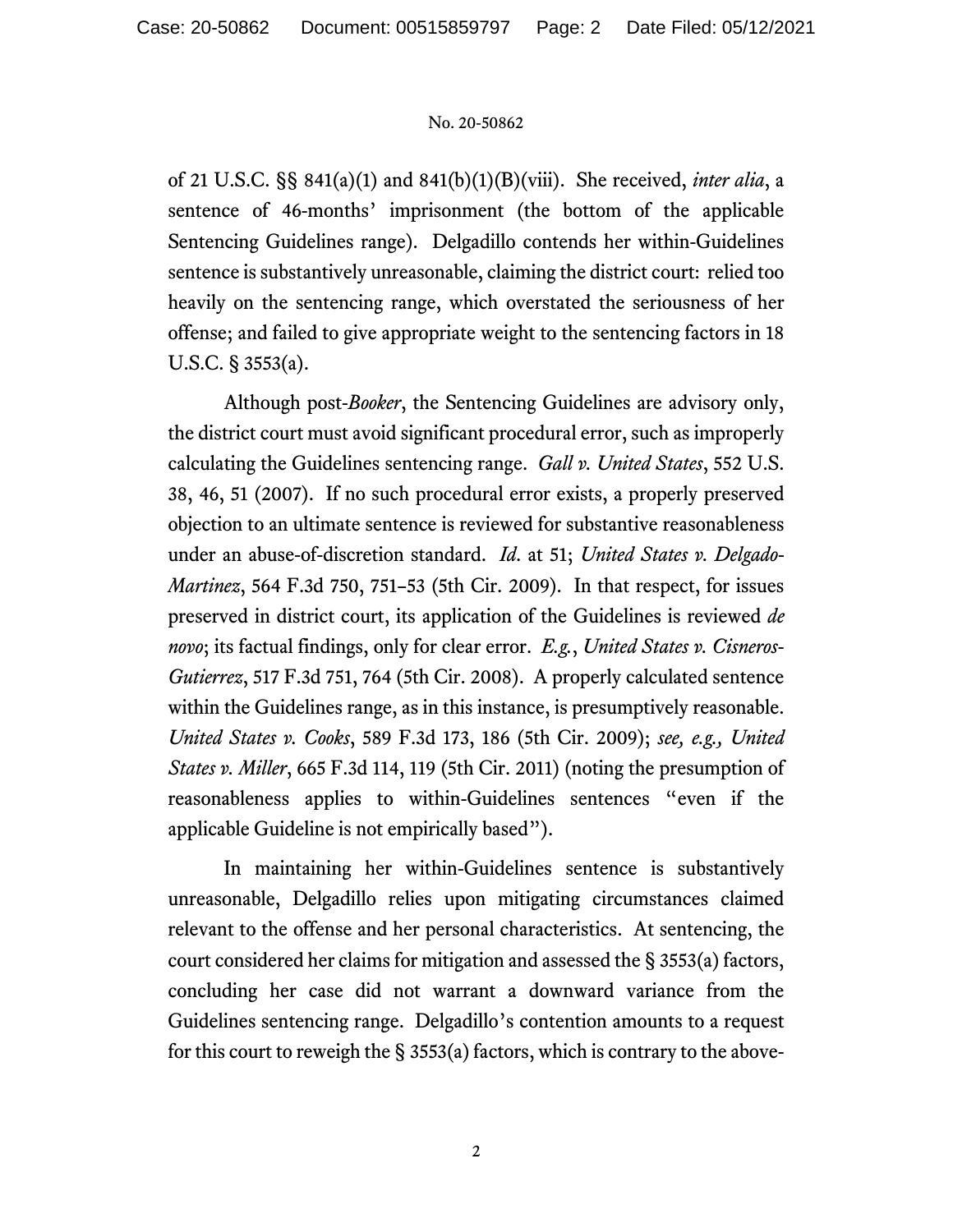of 21 U.S.C. §§ 841(a)(1) and 841(b)(1)(B)(viii). She received, *inter alia*, a sentence of 46-months' imprisonment (the bottom of the applicable Sentencing Guidelines range). Delgadillo contends her within-Guidelines sentence is substantively unreasonable, claiming the district court: relied too heavily on the sentencing range, which overstated the seriousness of her offense; and failed to give appropriate weight to the sentencing factors in 18 U.S.C. § 3553(a).

Although post-*Booker*, the Sentencing Guidelines are advisory only, the district court must avoid significant procedural error, such as improperly calculating the Guidelines sentencing range. *Gall v. United States*, 552 U.S. 38, 46, 51 (2007). If no such procedural error exists, a properly preserved objection to an ultimate sentence is reviewed for substantive reasonableness under an abuse-of-discretion standard. *Id.* at 51; *United States v. Delgado-Martinez*, 564 F.3d 750, 751–53 (5th Cir. 2009). In that respect, for issues preserved in district court, its application of the Guidelines is reviewed *de novo*; its factual findings, only for clear error. *E.g.*, *United States v. Cisneros-Gutierrez*, 517 F.3d 751, 764 (5th Cir. 2008). A properly calculated sentence within the Guidelines range, as in this instance, is presumptively reasonable. *United States v. Cooks*, 589 F.3d 173, 186 (5th Cir. 2009); *see, e.g., United States v. Miller*, 665 F.3d 114, 119 (5th Cir. 2011) (noting the presumption of reasonableness applies to within-Guidelines sentences "even if the applicable Guideline is not empirically based").

In maintaining her within-Guidelines sentence is substantively unreasonable, Delgadillo relies upon mitigating circumstances claimed relevant to the offense and her personal characteristics. At sentencing, the court considered her claims for mitigation and assessed the § 3553(a) factors, concluding her case did not warrant a downward variance from the Guidelines sentencing range. Delgadillo's contention amounts to a request for this court to reweigh the § 3553(a) factors, which is contrary to the above-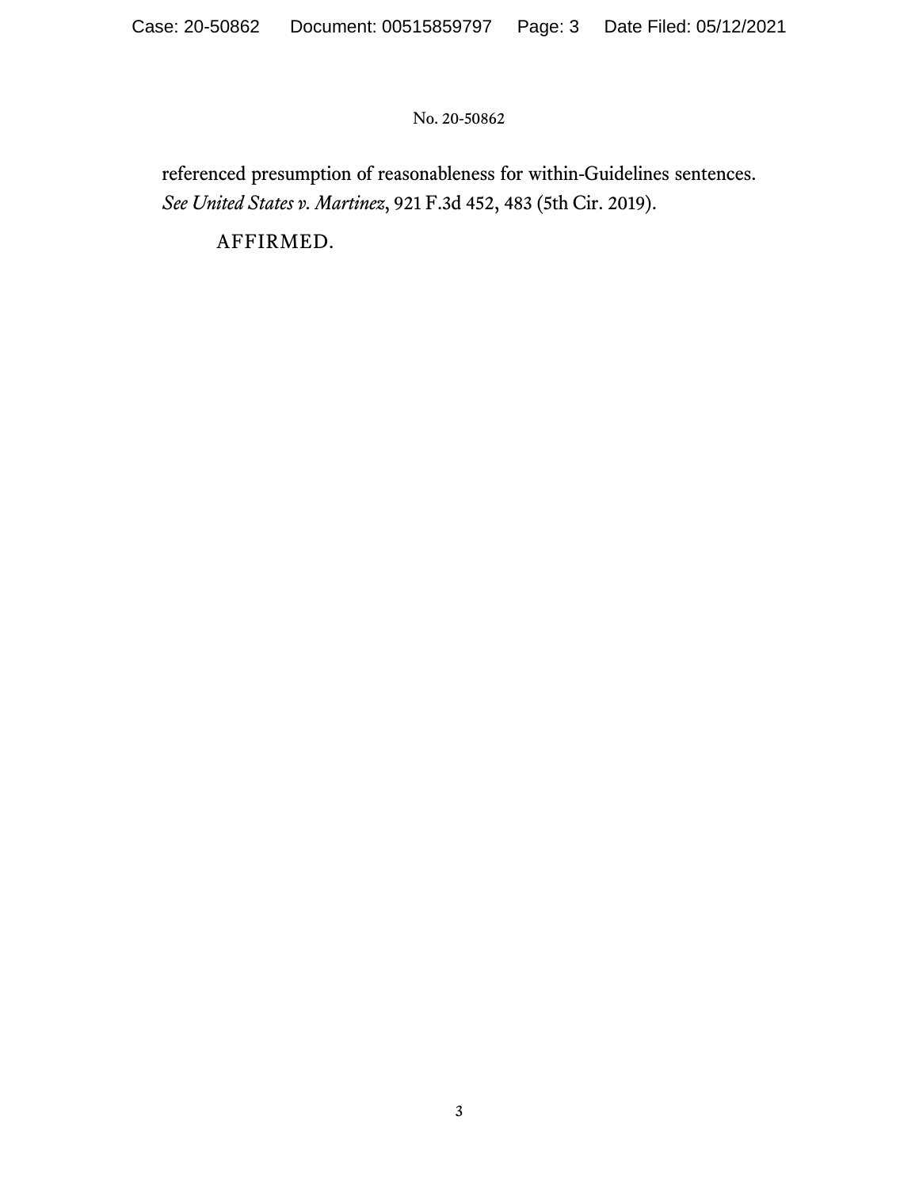referenced presumption of reasonableness for within-Guidelines sentences. *See United States v. Martinez*, 921 F.3d 452, 483 (5th Cir. 2019).

AFFIRMED.